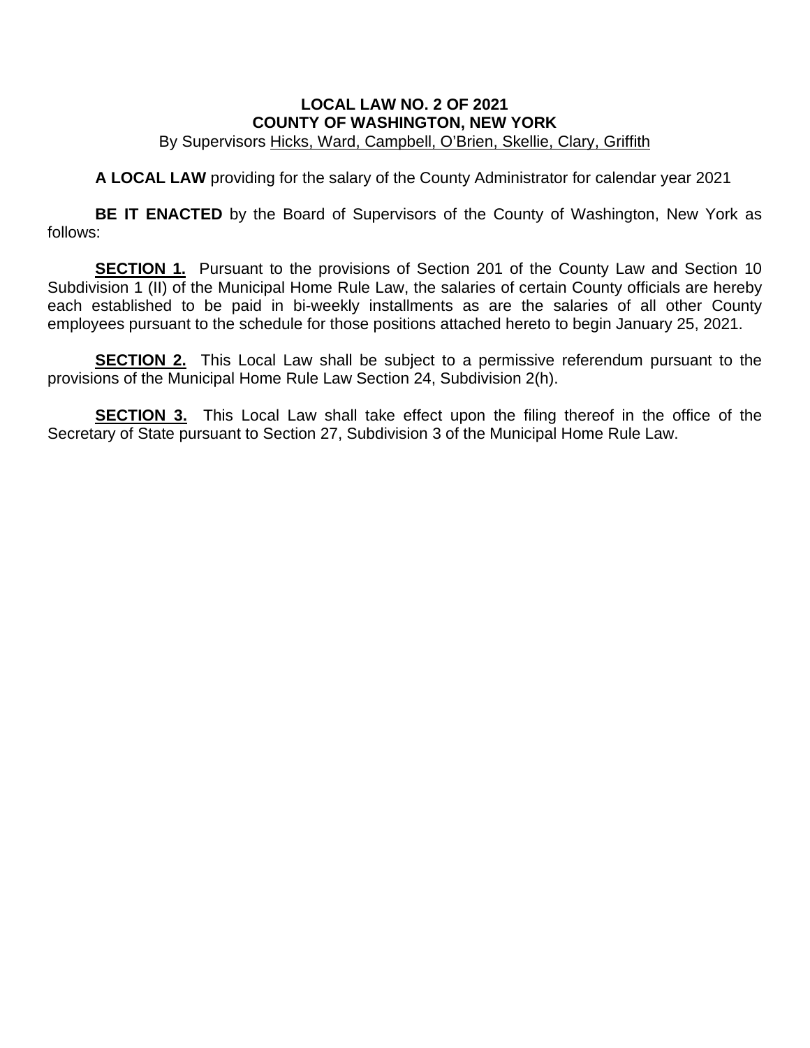**LOCAL LAW NO. 2 OF 2021**
**COUNTY OF WASHINGTON, NEW YORK**
By Supervisors Hicks, Ward, Campbell, O'Brien, Skellie, Clary, Griffith

**A LOCAL LAW** providing for the salary of the County Administrator for calendar year 2021

**BE IT ENACTED** by the Board of Supervisors of the County of Washington, New York as follows:

**SECTION 1.** Pursuant to the provisions of Section 201 of the County Law and Section 10 Subdivision 1 (II) of the Municipal Home Rule Law, the salaries of certain County officials are hereby each established to be paid in bi-weekly installments as are the salaries of all other County employees pursuant to the schedule for those positions attached hereto to begin January 25, 2021.

**SECTION 2.** This Local Law shall be subject to a permissive referendum pursuant to the provisions of the Municipal Home Rule Law Section 24, Subdivision 2(h).

**SECTION 3.** This Local Law shall take effect upon the filing thereof in the office of the Secretary of State pursuant to Section 27, Subdivision 3 of the Municipal Home Rule Law.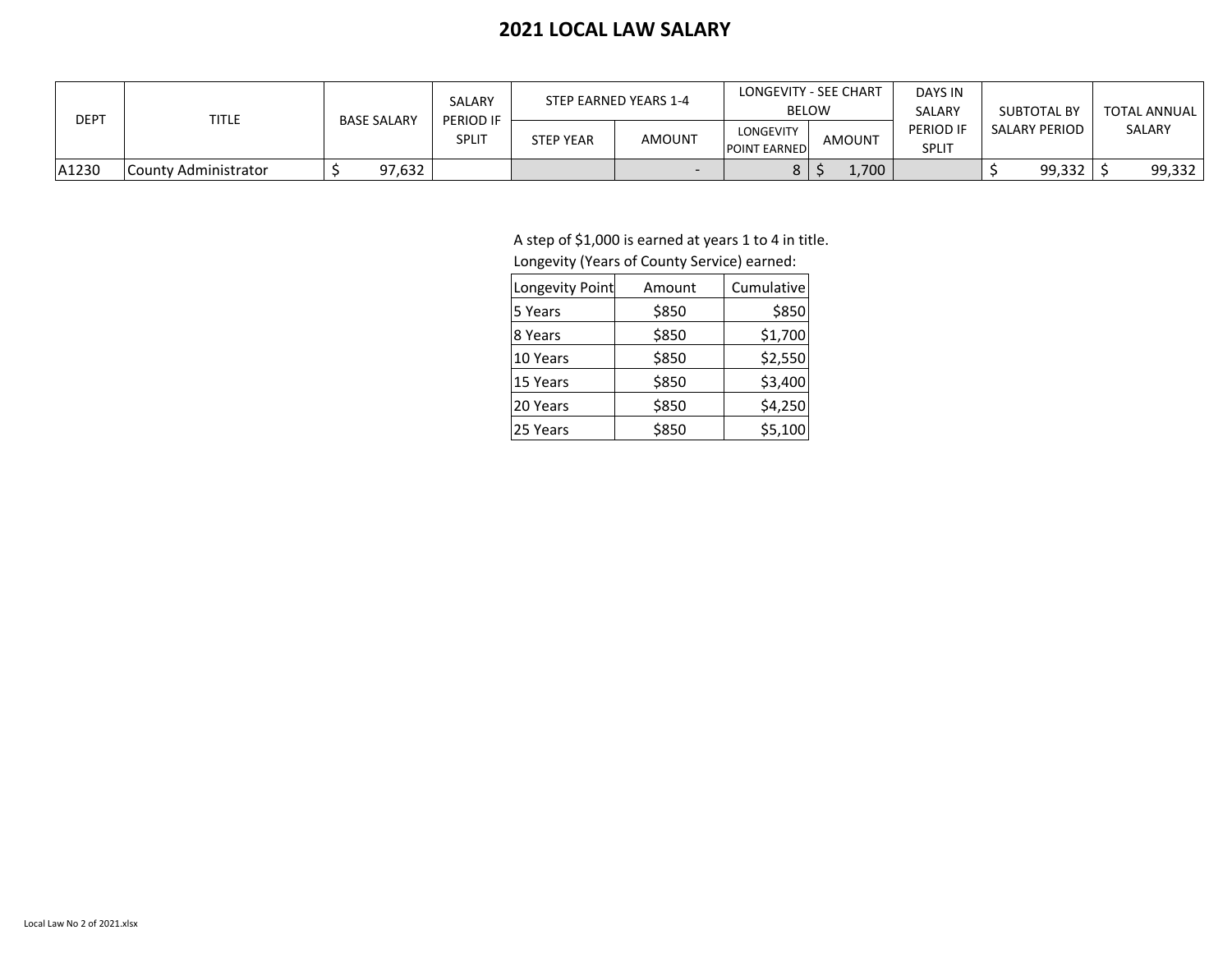# 2021 LOCAL LAW SALARY

| DEPT | TITLE | BASE SALARY | SALARY PERIOD IF SPLIT | STEP EARNED YEARS 1-4 | | LONGEVITY - SEE CHART BELOW | | DAYS IN SALARY PERIOD IF SPLIT | SUBTOTAL BY SALARY PERIOD | TOTAL ANNUAL SALARY |
|---|---|---|---|---|---|---|---|---|---|---|
| | | | | STEP YEAR | AMOUNT | LONGEVITY POINT EARNED | AMOUNT | | | |
| A1230 | County Administrator | $ 97,632 | | | - | 8 | $ 1,700 | | $ 99,332 | $ 99,332 |

A step of $1,000 is earned at years 1 to 4 in title.

Longevity (Years of County Service) earned:

| Longevity Point | Amount | Cumulative |
|---|---|---|
| 5 Years | $850 | $850 |
| 8 Years | $850 | $1,700 |
| 10 Years | $850 | $2,550 |
| 15 Years | $850 | $3,400 |
| 20 Years | $850 | $4,250 |
| 25 Years | $850 | $5,100 |

Local Law No 2 of 2021.xlsx